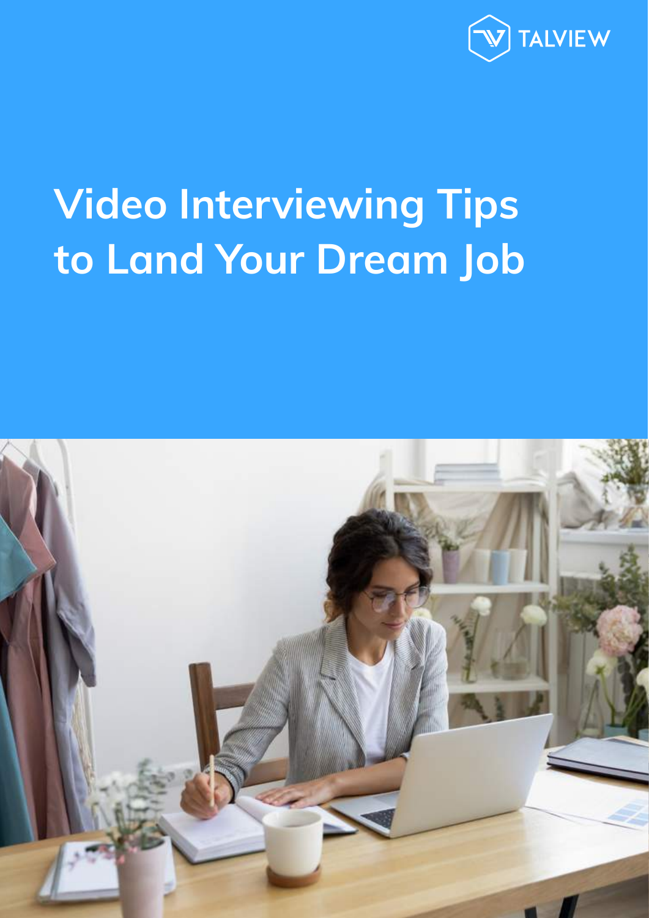TALVIEW

# Video Interviewing Tips to Land Your Dream Job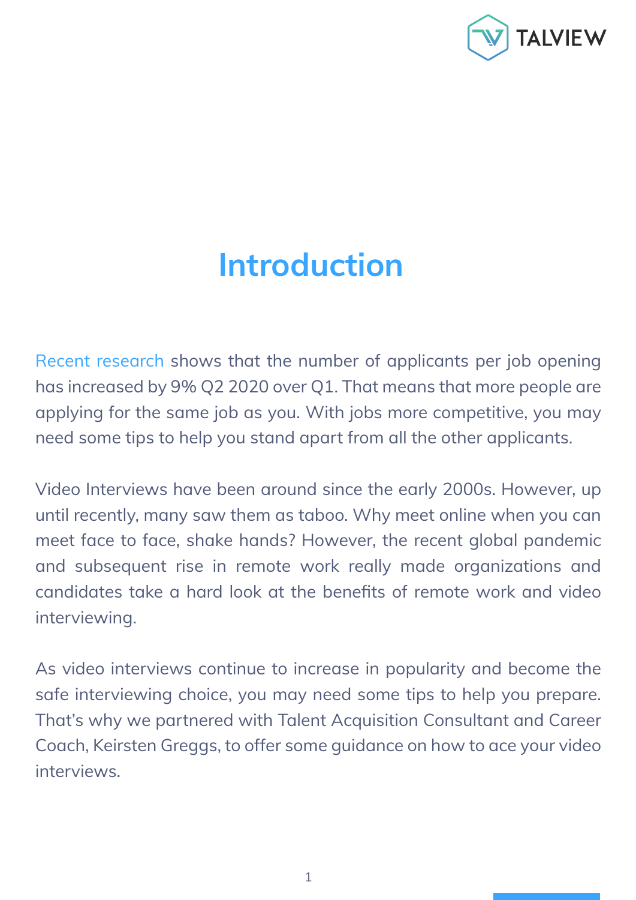# Introduction

Recent research shows that the number of applicants per job opening has increased by 9% Q2 2020 over Q1. That means that more people are applying for the same job as you. With jobs more competitive, you may need some tips to help you stand apart from all the other applicants.

Video Interviews have been around since the early 2000s. However, up until recently, many saw them as taboo. Why meet online when you can meet face to face, shake hands? However, the recent global pandemic and subsequent rise in remote work really made organizations and candidates take a hard look at the benefits of remote work and video interviewing.

As video interviews continue to increase in popularity and become the safe interviewing choice, you may need some tips to help you prepare. That's why we partnered with Talent Acquisition Consultant and Career Coach, Keirsten Greggs, to offer some guidance on how to ace your video interviews.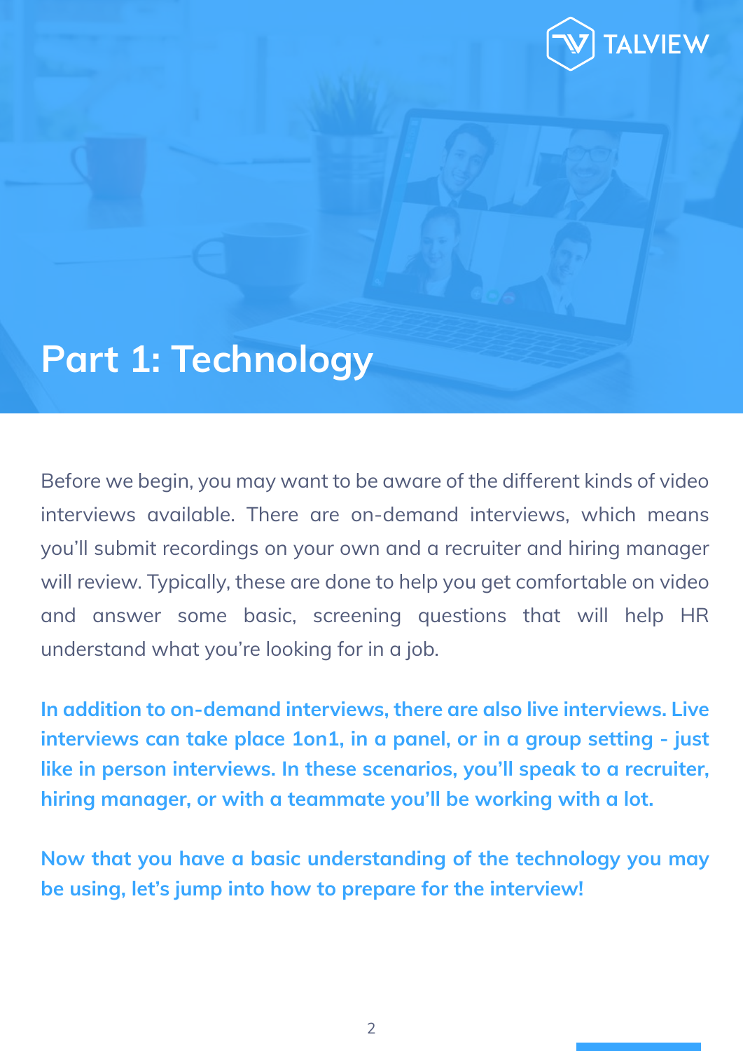# Part 1: Technology

Before we begin, you may want to be aware of the different kinds of video interviews available. There are on-demand interviews, which means you'll submit recordings on your own and a recruiter and hiring manager will review. Typically, these are done to help you get comfortable on video and answer some basic, screening questions that will help HR understand what you're looking for in a job.

**In addition to on-demand interviews, there are also live interviews. Live interviews can take place 1on1, in a panel, or in a group setting - just like in person interviews. In these scenarios, you'll speak to a recruiter, hiring manager, or with a teammate you'll be working with a lot.**

**Now that you have a basic understanding of the technology you may be using, let's jump into how to prepare for the interview!**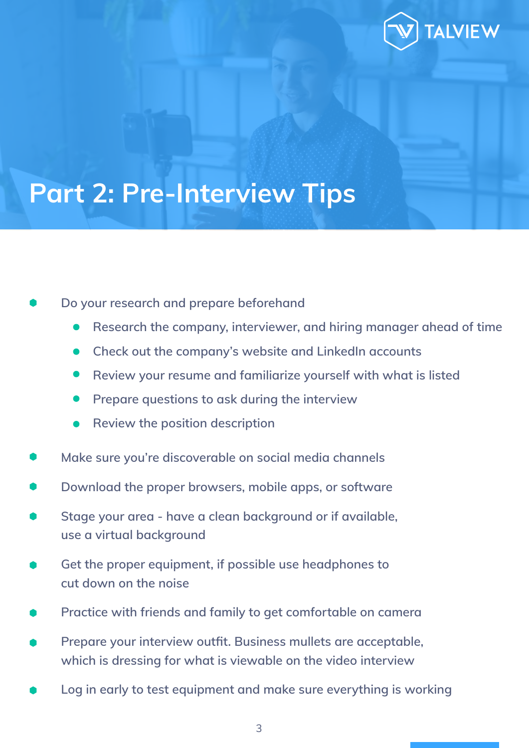# Part 2: Pre-Interview Tips

- Do your research and prepare beforehand
  - Research the company, interviewer, and hiring manager ahead of time
  - Check out the company's website and LinkedIn accounts
  - Review your resume and familiarize yourself with what is listed
  - Prepare questions to ask during the interview
  - Review the position description
- Make sure you're discoverable on social media channels
- Download the proper browsers, mobile apps, or software
- Stage your area - have a clean background or if available, use a virtual background
- Get the proper equipment, if possible use headphones to cut down on the noise
- Practice with friends and family to get comfortable on camera
- Prepare your interview outfit. Business mullets are acceptable, which is dressing for what is viewable on the video interview
- Log in early to test equipment and make sure everything is working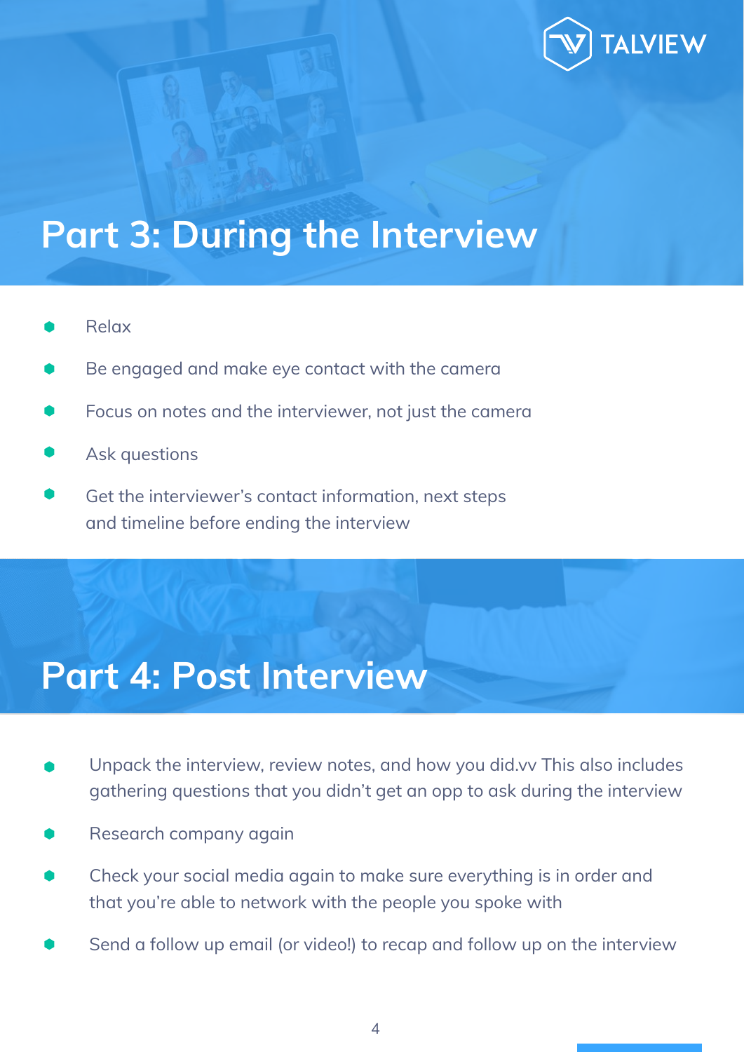## Part 3: During the Interview

- Relax
- Be engaged and make eye contact with the camera
- Focus on notes and the interviewer, not just the camera
- Ask questions
- Get the interviewer's contact information, next steps and timeline before ending the interview

## Part 4: Post Interview

- Unpack the interview, review notes, and how you did.vv This also includes gathering questions that you didn't get an opp to ask during the interview
- Research company again
- Check your social media again to make sure everything is in order and that you're able to network with the people you spoke with
- Send a follow up email (or video!) to recap and follow up on the interview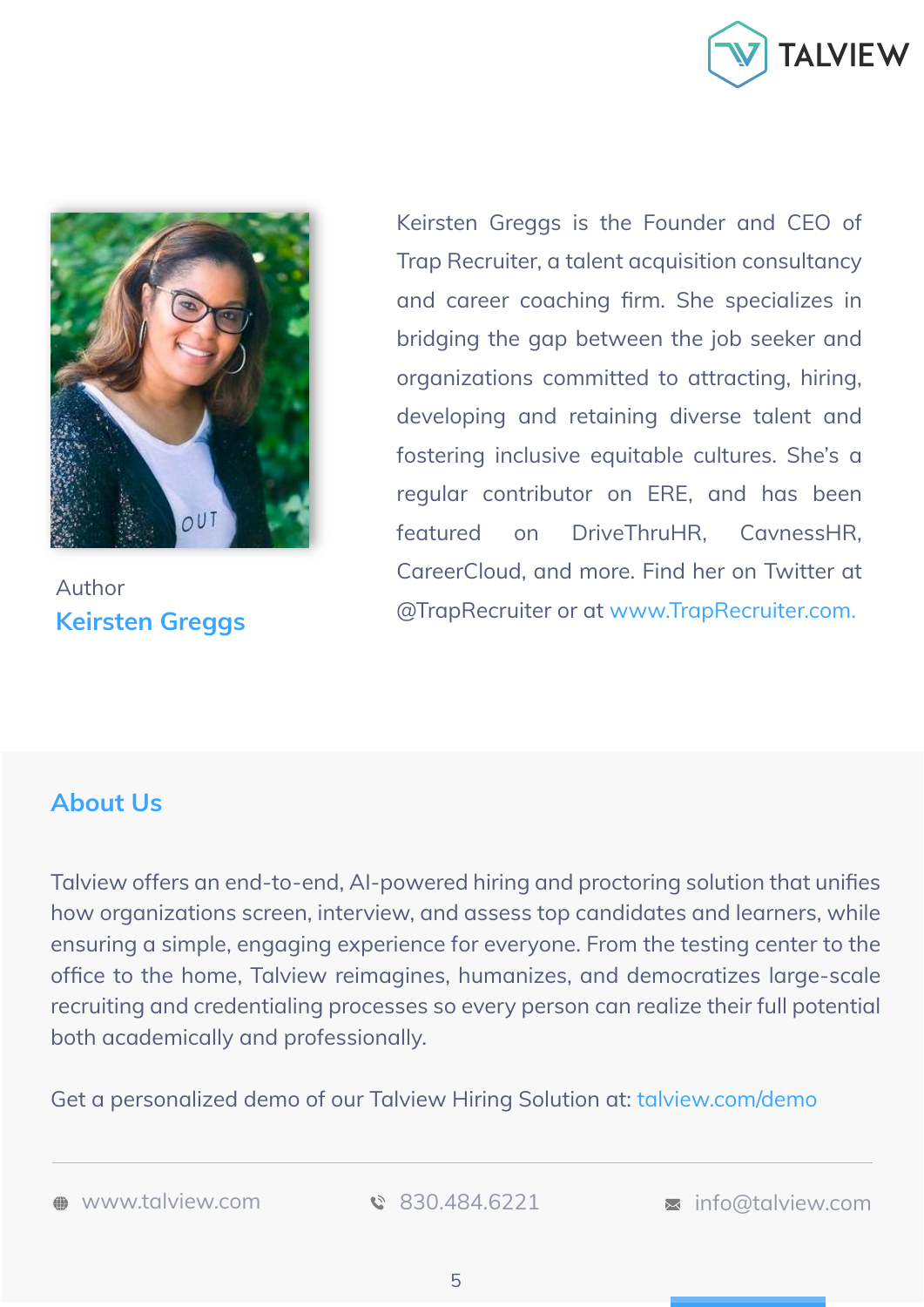Author

**Keirsten Greggs**

Keirsten Greggs is the Founder and CEO of Trap Recruiter, a talent acquisition consultancy and career coaching firm. She specializes in bridging the gap between the job seeker and organizations committed to attracting, hiring, developing and retaining diverse talent and fostering inclusive equitable cultures. She's a regular contributor on ERE, and has been featured on DriveThruHR, CavnessHR, CareerCloud, and more. Find her on Twitter at @TrapRecruiter or at www.TrapRecruiter.com.

## About Us

Talview offers an end-to-end, AI-powered hiring and proctoring solution that unifies how organizations screen, interview, and assess top candidates and learners, while ensuring a simple, engaging experience for everyone. From the testing center to the office to the home, Talview reimagines, humanizes, and democratizes large-scale recruiting and credentialing processes so every person can realize their full potential both academically and professionally.

Get a personalized demo of our Talview Hiring Solution at: talview.com/demo

www.talview.com | 830.484.6221 | info@talview.com